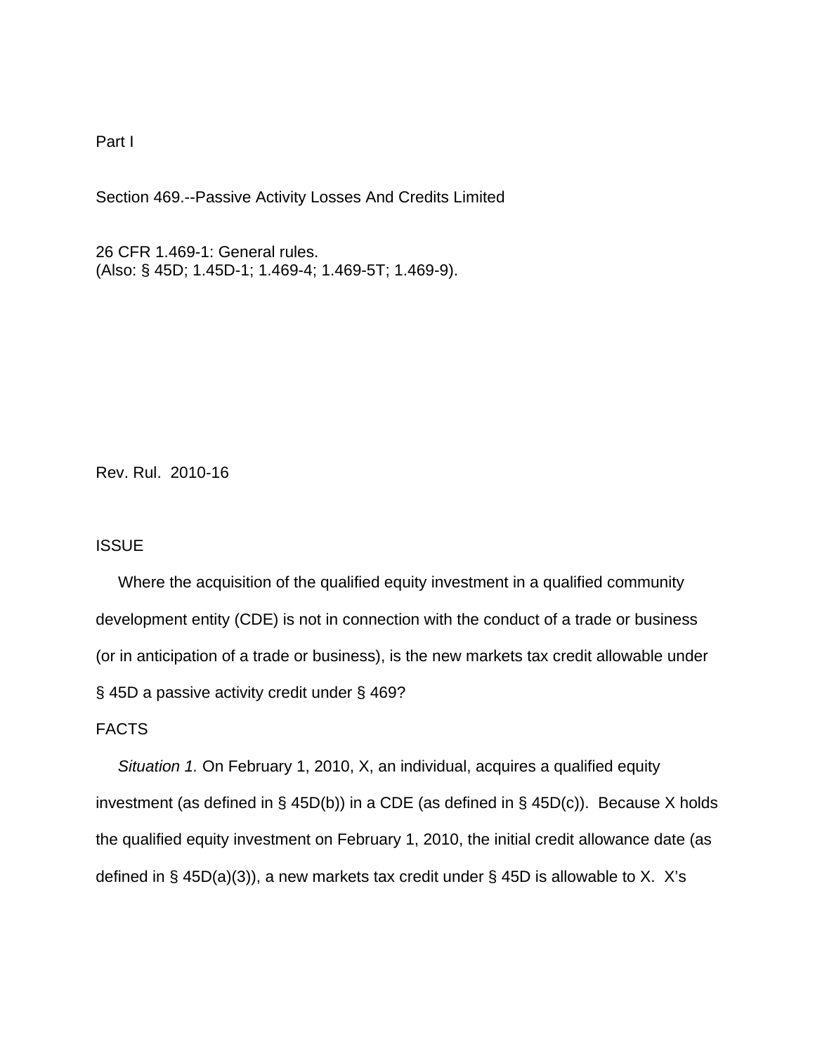Part I

Section 469.--Passive Activity Losses And Credits Limited

26 CFR 1.469-1: General rules.
(Also: § 45D; 1.45D-1; 1.469-4; 1.469-5T; 1.469-9).

Rev. Rul. 2010-16

## ISSUE

Where the acquisition of the qualified equity investment in a qualified community development entity (CDE) is not in connection with the conduct of a trade or business (or in anticipation of a trade or business), is the new markets tax credit allowable under § 45D a passive activity credit under § 469?

## FACTS

*Situation 1.* On February 1, 2010, X, an individual, acquires a qualified equity investment (as defined in § 45D(b)) in a CDE (as defined in § 45D(c)). Because X holds the qualified equity investment on February 1, 2010, the initial credit allowance date (as defined in § 45D(a)(3)), a new markets tax credit under § 45D is allowable to X. X's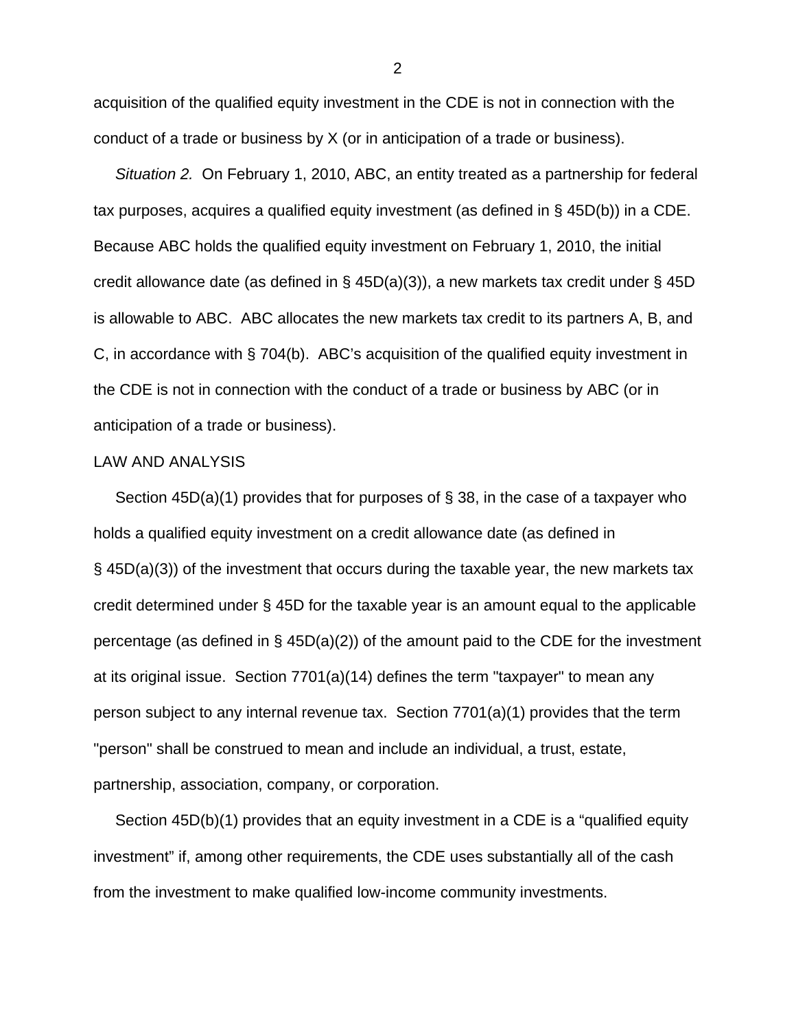acquisition of the qualified equity investment in the CDE is not in connection with the conduct of a trade or business by X (or in anticipation of a trade or business).

*Situation 2.* On February 1, 2010, ABC, an entity treated as a partnership for federal tax purposes, acquires a qualified equity investment (as defined in § 45D(b)) in a CDE. Because ABC holds the qualified equity investment on February 1, 2010, the initial credit allowance date (as defined in § 45D(a)(3)), a new markets tax credit under § 45D is allowable to ABC. ABC allocates the new markets tax credit to its partners A, B, and C, in accordance with § 704(b). ABC's acquisition of the qualified equity investment in the CDE is not in connection with the conduct of a trade or business by ABC (or in anticipation of a trade or business).

LAW AND ANALYSIS

Section 45D(a)(1) provides that for purposes of § 38, in the case of a taxpayer who holds a qualified equity investment on a credit allowance date (as defined in § 45D(a)(3)) of the investment that occurs during the taxable year, the new markets tax credit determined under § 45D for the taxable year is an amount equal to the applicable percentage (as defined in § 45D(a)(2)) of the amount paid to the CDE for the investment at its original issue. Section 7701(a)(14) defines the term "taxpayer" to mean any person subject to any internal revenue tax. Section 7701(a)(1) provides that the term "person" shall be construed to mean and include an individual, a trust, estate, partnership, association, company, or corporation.

Section 45D(b)(1) provides that an equity investment in a CDE is a "qualified equity investment" if, among other requirements, the CDE uses substantially all of the cash from the investment to make qualified low-income community investments.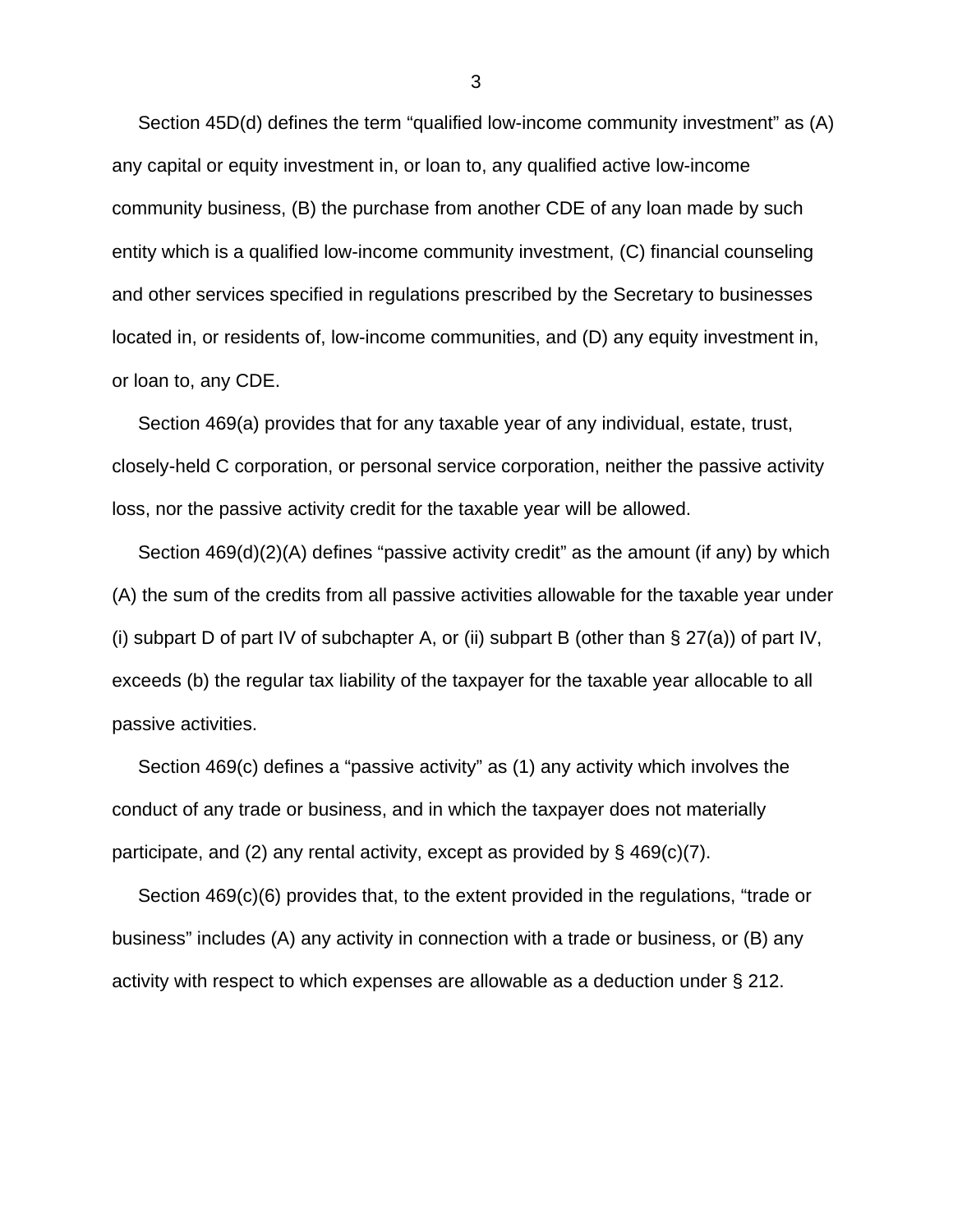Section 45D(d) defines the term “qualified low-income community investment” as (A) any capital or equity investment in, or loan to, any qualified active low-income community business, (B) the purchase from another CDE of any loan made by such entity which is a qualified low-income community investment, (C) financial counseling and other services specified in regulations prescribed by the Secretary to businesses located in, or residents of, low-income communities, and (D) any equity investment in, or loan to, any CDE.

Section 469(a) provides that for any taxable year of any individual, estate, trust, closely-held C corporation, or personal service corporation, neither the passive activity loss, nor the passive activity credit for the taxable year will be allowed.

Section 469(d)(2)(A) defines “passive activity credit” as the amount (if any) by which (A) the sum of the credits from all passive activities allowable for the taxable year under (i) subpart D of part IV of subchapter A, or (ii) subpart B (other than § 27(a)) of part IV, exceeds (b) the regular tax liability of the taxpayer for the taxable year allocable to all passive activities.

Section 469(c) defines a “passive activity” as (1) any activity which involves the conduct of any trade or business, and in which the taxpayer does not materially participate, and (2) any rental activity, except as provided by § 469(c)(7).

Section 469(c)(6) provides that, to the extent provided in the regulations, “trade or business” includes (A) any activity in connection with a trade or business, or (B) any activity with respect to which expenses are allowable as a deduction under § 212.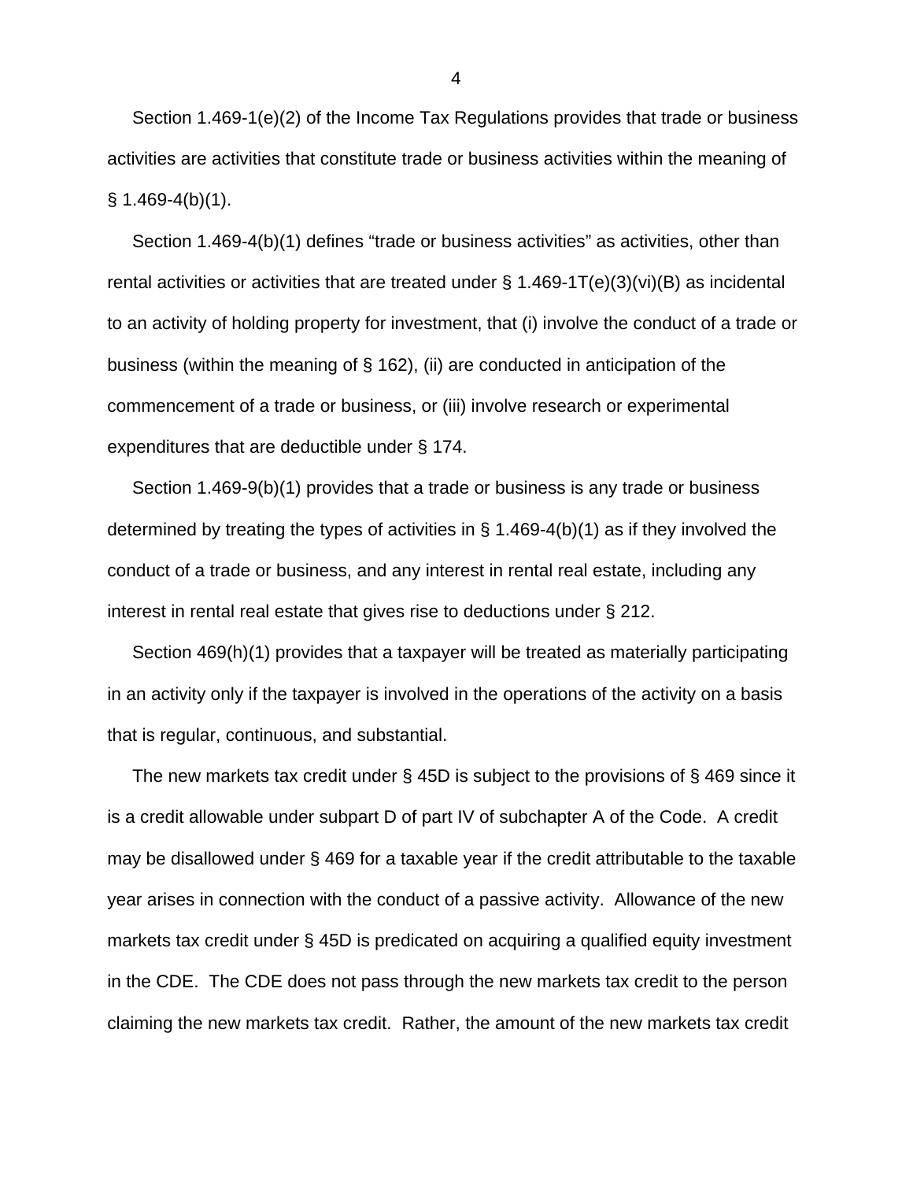Section 1.469-1(e)(2) of the Income Tax Regulations provides that trade or business activities are activities that constitute trade or business activities within the meaning of § 1.469-4(b)(1).

Section 1.469-4(b)(1) defines "trade or business activities" as activities, other than rental activities or activities that are treated under § 1.469-1T(e)(3)(vi)(B) as incidental to an activity of holding property for investment, that (i) involve the conduct of a trade or business (within the meaning of § 162), (ii) are conducted in anticipation of the commencement of a trade or business, or (iii) involve research or experimental expenditures that are deductible under § 174.

Section 1.469-9(b)(1) provides that a trade or business is any trade or business determined by treating the types of activities in § 1.469-4(b)(1) as if they involved the conduct of a trade or business, and any interest in rental real estate, including any interest in rental real estate that gives rise to deductions under § 212.

Section 469(h)(1) provides that a taxpayer will be treated as materially participating in an activity only if the taxpayer is involved in the operations of the activity on a basis that is regular, continuous, and substantial.

The new markets tax credit under § 45D is subject to the provisions of § 469 since it is a credit allowable under subpart D of part IV of subchapter A of the Code. A credit may be disallowed under § 469 for a taxable year if the credit attributable to the taxable year arises in connection with the conduct of a passive activity. Allowance of the new markets tax credit under § 45D is predicated on acquiring a qualified equity investment in the CDE. The CDE does not pass through the new markets tax credit to the person claiming the new markets tax credit. Rather, the amount of the new markets tax credit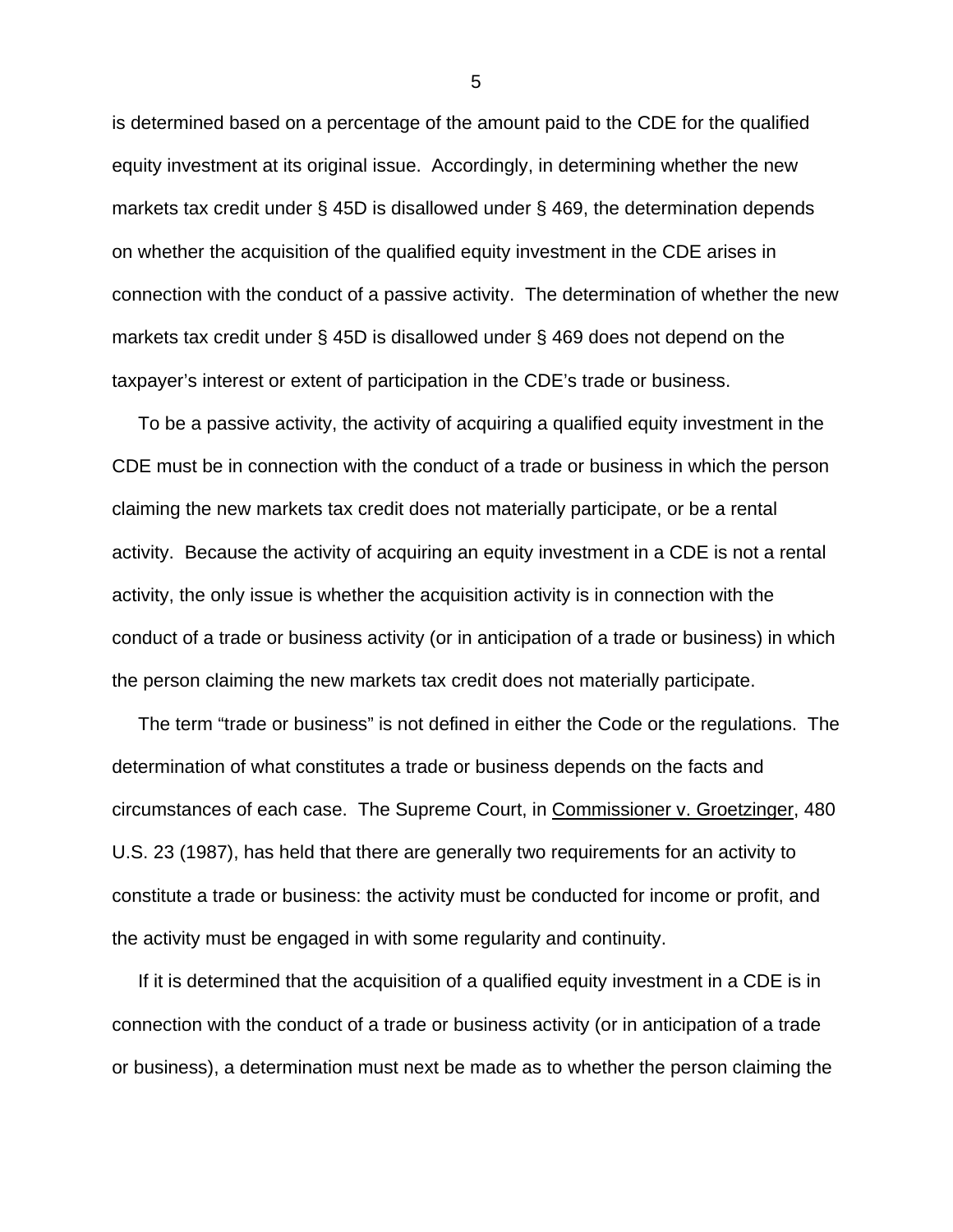is determined based on a percentage of the amount paid to the CDE for the qualified equity investment at its original issue. Accordingly, in determining whether the new markets tax credit under § 45D is disallowed under § 469, the determination depends on whether the acquisition of the qualified equity investment in the CDE arises in connection with the conduct of a passive activity. The determination of whether the new markets tax credit under § 45D is disallowed under § 469 does not depend on the taxpayer's interest or extent of participation in the CDE's trade or business.

To be a passive activity, the activity of acquiring a qualified equity investment in the CDE must be in connection with the conduct of a trade or business in which the person claiming the new markets tax credit does not materially participate, or be a rental activity. Because the activity of acquiring an equity investment in a CDE is not a rental activity, the only issue is whether the acquisition activity is in connection with the conduct of a trade or business activity (or in anticipation of a trade or business) in which the person claiming the new markets tax credit does not materially participate.

The term "trade or business" is not defined in either the Code or the regulations. The determination of what constitutes a trade or business depends on the facts and circumstances of each case. The Supreme Court, in Commissioner v. Groetzinger, 480 U.S. 23 (1987), has held that there are generally two requirements for an activity to constitute a trade or business: the activity must be conducted for income or profit, and the activity must be engaged in with some regularity and continuity.

If it is determined that the acquisition of a qualified equity investment in a CDE is in connection with the conduct of a trade or business activity (or in anticipation of a trade or business), a determination must next be made as to whether the person claiming the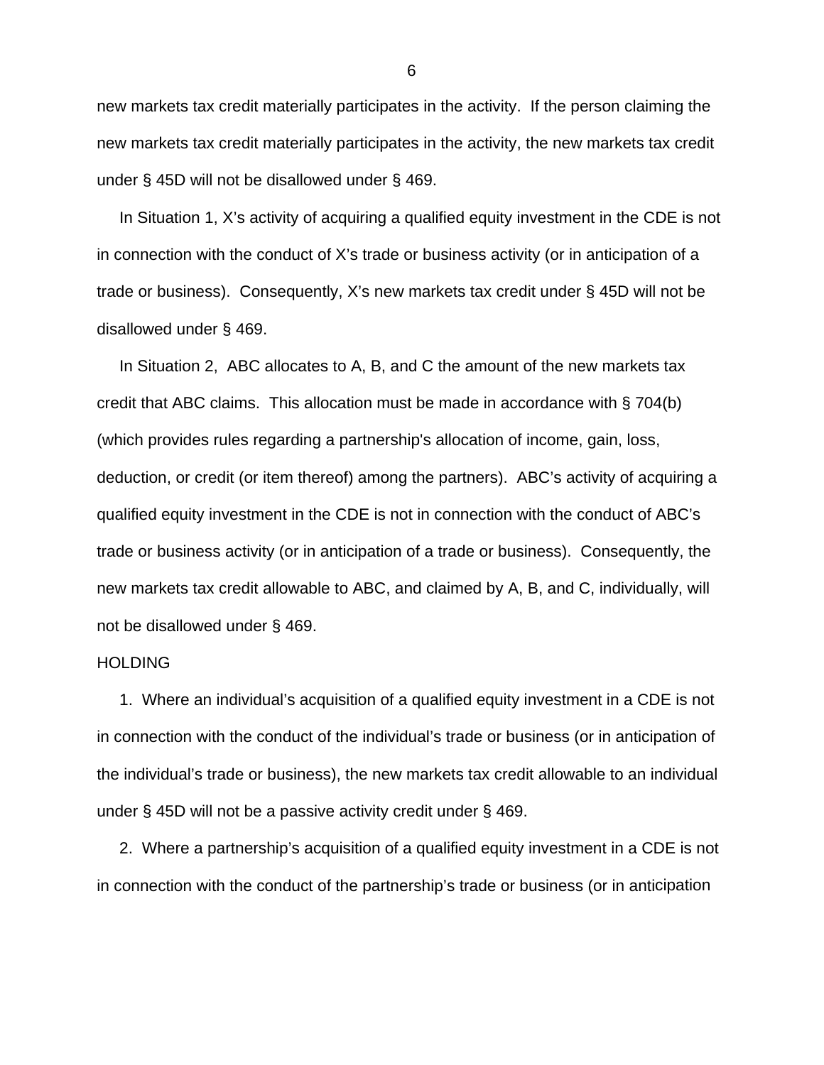new markets tax credit materially participates in the activity. If the person claiming the new markets tax credit materially participates in the activity, the new markets tax credit under § 45D will not be disallowed under § 469.

In Situation 1, X's activity of acquiring a qualified equity investment in the CDE is not in connection with the conduct of X's trade or business activity (or in anticipation of a trade or business). Consequently, X's new markets tax credit under § 45D will not be disallowed under § 469.

In Situation 2, ABC allocates to A, B, and C the amount of the new markets tax credit that ABC claims. This allocation must be made in accordance with § 704(b) (which provides rules regarding a partnership's allocation of income, gain, loss, deduction, or credit (or item thereof) among the partners). ABC's activity of acquiring a qualified equity investment in the CDE is not in connection with the conduct of ABC's trade or business activity (or in anticipation of a trade or business). Consequently, the new markets tax credit allowable to ABC, and claimed by A, B, and C, individually, will not be disallowed under § 469.

HOLDING

1. Where an individual's acquisition of a qualified equity investment in a CDE is not in connection with the conduct of the individual's trade or business (or in anticipation of the individual's trade or business), the new markets tax credit allowable to an individual under § 45D will not be a passive activity credit under § 469.

2. Where a partnership's acquisition of a qualified equity investment in a CDE is not in connection with the conduct of the partnership's trade or business (or in anticipation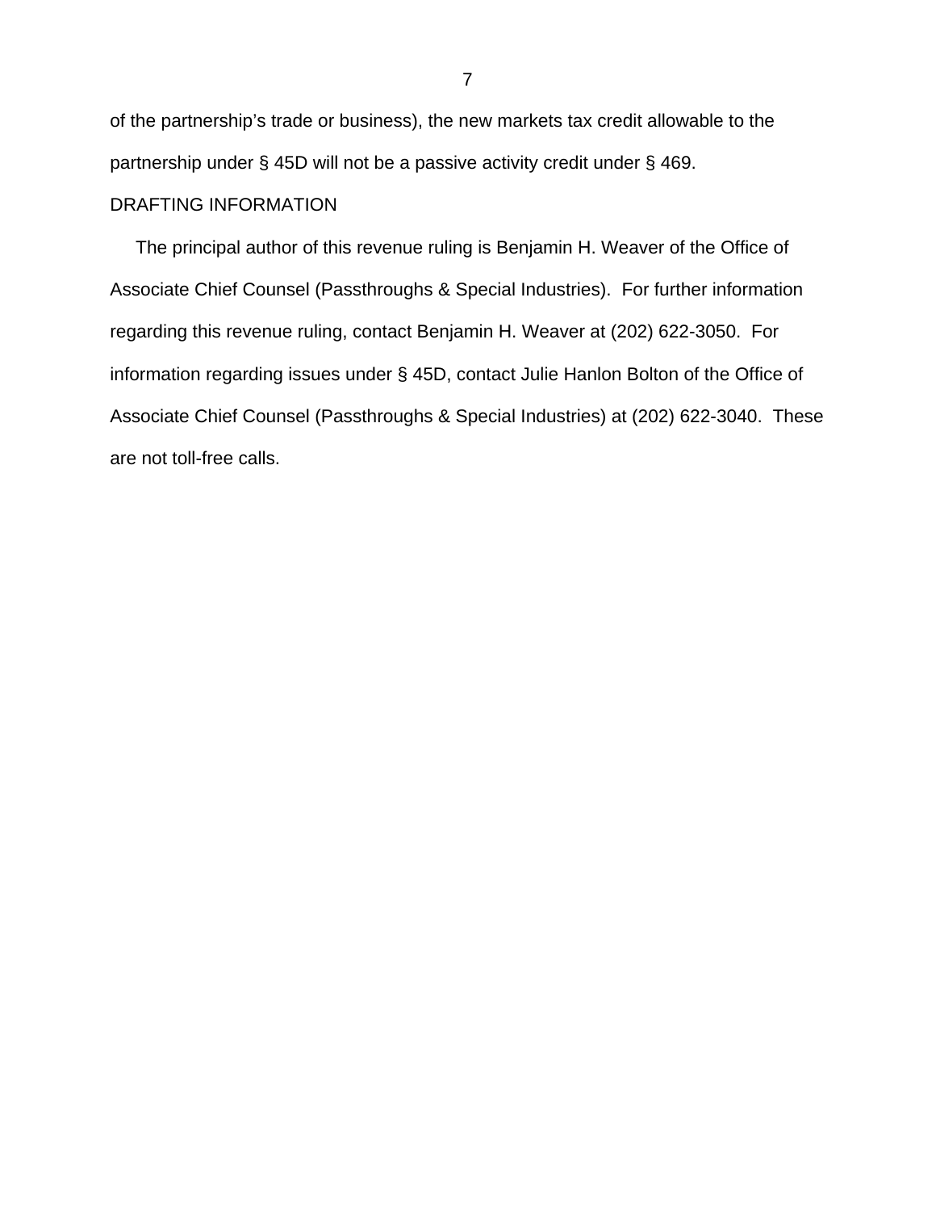of the partnership’s trade or business), the new markets tax credit allowable to the partnership under § 45D will not be a passive activity credit under § 469.

DRAFTING INFORMATION

The principal author of this revenue ruling is Benjamin H. Weaver of the Office of Associate Chief Counsel (Passthroughs & Special Industries). For further information regarding this revenue ruling, contact Benjamin H. Weaver at (202) 622-3050. For information regarding issues under § 45D, contact Julie Hanlon Bolton of the Office of Associate Chief Counsel (Passthroughs & Special Industries) at (202) 622-3040. These are not toll-free calls.